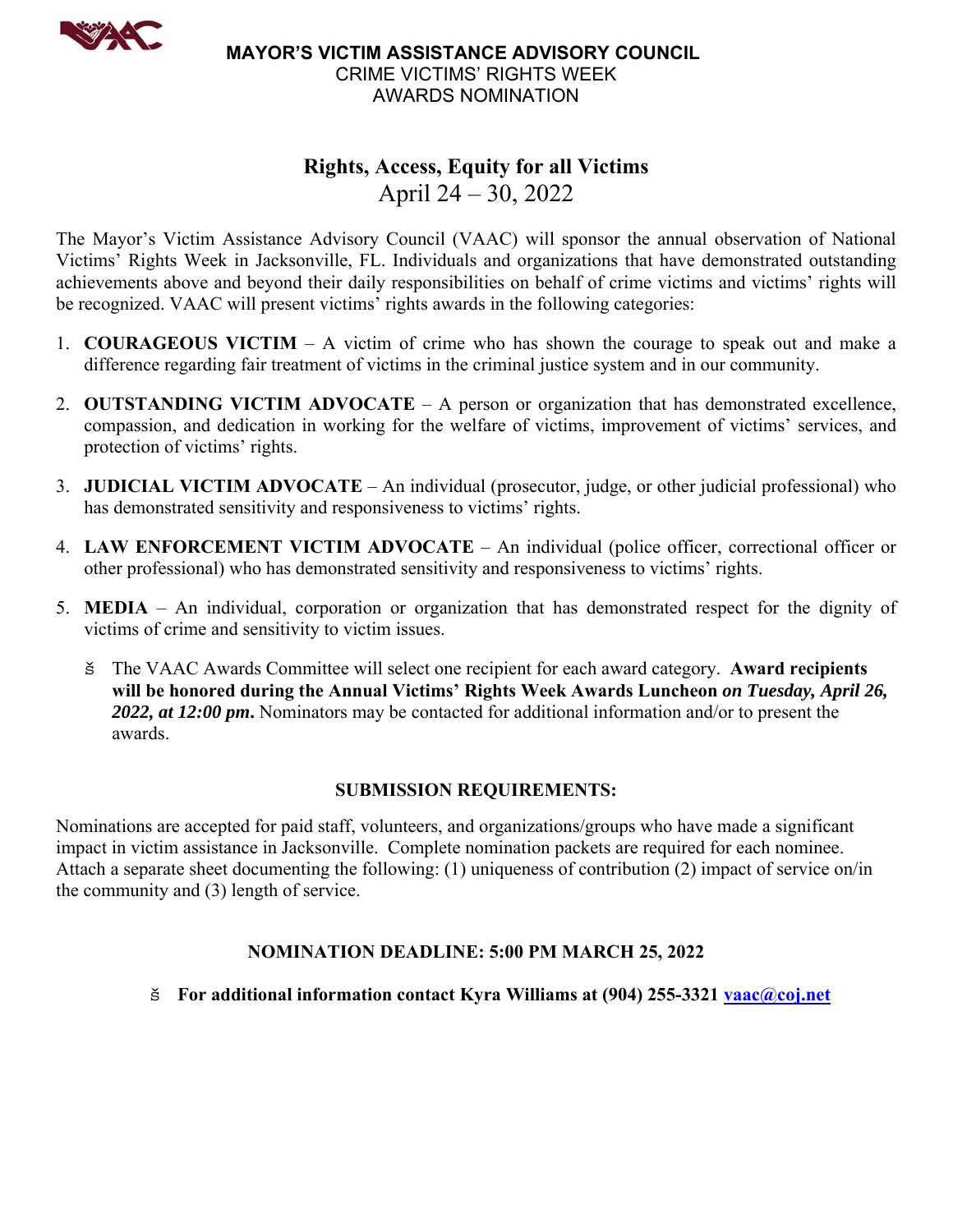**MAYOR'S VICTIM ASSISTANCE ADVISORY COUNCIL**
CRIME VICTIMS' RIGHTS WEEK
AWARDS NOMINATION

## Rights, Access, Equity for all Victims

April 24 – 30, 2022

The Mayor's Victim Assistance Advisory Council (VAAC) will sponsor the annual observation of National Victims' Rights Week in Jacksonville, FL. Individuals and organizations that have demonstrated outstanding achievements above and beyond their daily responsibilities on behalf of crime victims and victims' rights will be recognized. VAAC will present victims' rights awards in the following categories:

1. **COURAGEOUS VICTIM** – A victim of crime who has shown the courage to speak out and make a difference regarding fair treatment of victims in the criminal justice system and in our community.
2. **OUTSTANDING VICTIM ADVOCATE** – A person or organization that has demonstrated excellence, compassion, and dedication in working for the welfare of victims, improvement of victims' services, and protection of victims' rights.
3. **JUDICIAL VICTIM ADVOCATE** – An individual (prosecutor, judge, or other judicial professional) who has demonstrated sensitivity and responsiveness to victims' rights.
4. **LAW ENFORCEMENT VICTIM ADVOCATE** – An individual (police officer, correctional officer or other professional) who has demonstrated sensitivity and responsiveness to victims' rights.
5. **MEDIA** – An individual, corporation or organization that has demonstrated respect for the dignity of victims of crime and sensitivity to victim issues.

- The VAAC Awards Committee will select one recipient for each award category. **Award recipients will be honored during the Annual Victims' Rights Week Awards Luncheon *on Tuesday, April 26, 2022, at 12:00 pm*.** Nominators may be contacted for additional information and/or to present the awards.

### SUBMISSION REQUIREMENTS:

Nominations are accepted for paid staff, volunteers, and organizations/groups who have made a significant impact in victim assistance in Jacksonville. Complete nomination packets are required for each nominee. Attach a separate sheet documenting the following: (1) uniqueness of contribution (2) impact of service on/in the community and (3) length of service.

### NOMINATION DEADLINE: 5:00 PM MARCH 25, 2022

- **For additional information contact Kyra Williams at (904) 255-3321 vaac@coj.net**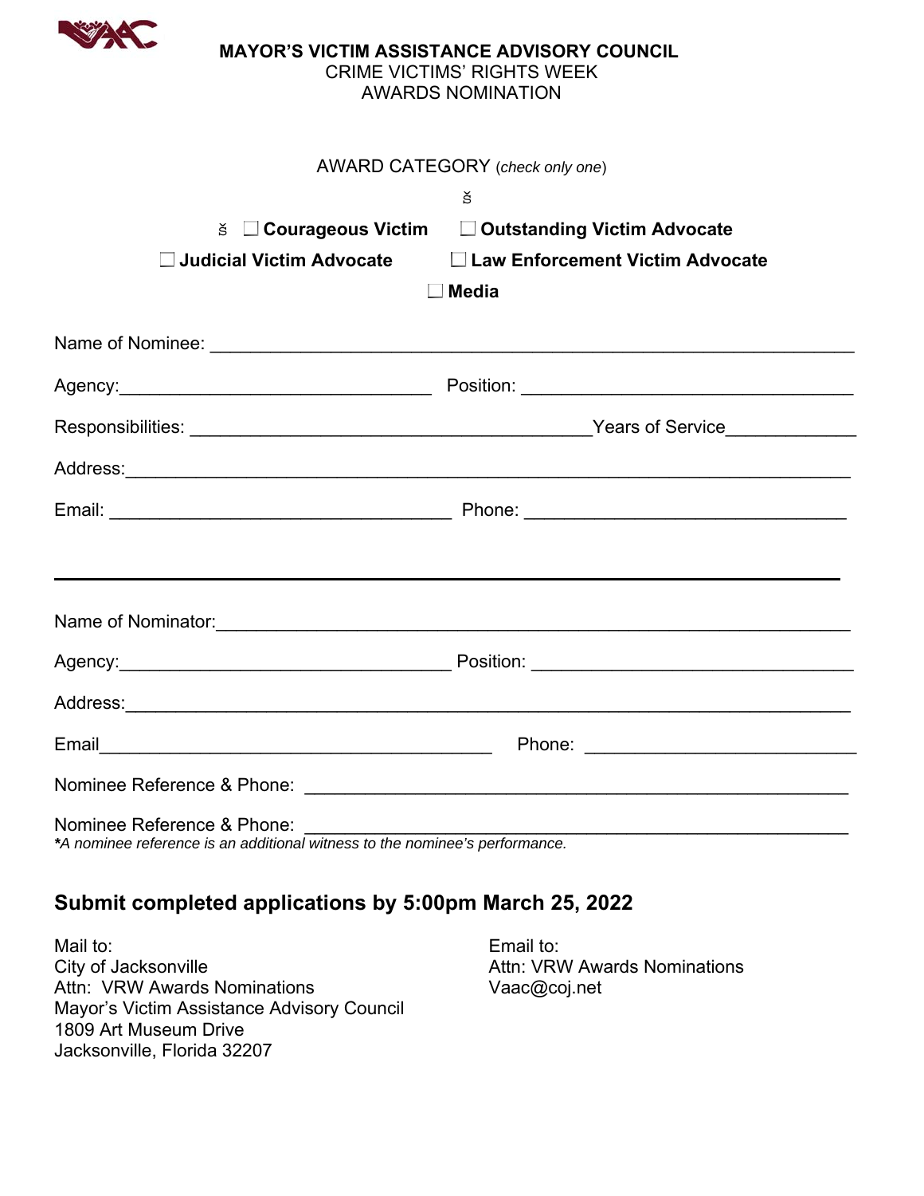**MAYOR'S VICTIM ASSISTANCE ADVISORY COUNCIL**
CRIME VICTIMS' RIGHTS WEEK
AWARDS NOMINATION

AWARD CATEGORY (*check only one*)

☐ **Courageous Victim** ☐ **Outstanding Victim Advocate**

☐ **Judicial Victim Advocate** ☐ **Law Enforcement Victim Advocate**

☐ **Media**

Name of Nominee: ______________________________________________________________

Agency:______________________________ Position: _________________________________

Responsibilities: _______________________________________Years of Service____________

Address:_____________________________________________________________________

Email: _________________________________ Phone: ______________________________

---

Name of Nominator:_____________________________________________________________

Agency:________________________________ Position: _______________________________

Address:_____________________________________________________________________

Email_______________________________________ Phone: __________________________

Nominee Reference & Phone: ____________________________________________________

Nominee Reference & Phone: ____________________________________________________
***A nominee reference is an additional witness to the nominee's performance.***

## Submit completed applications by 5:00pm March 25, 2022

Mail to:
City of Jacksonville
Attn: VRW Awards Nominations
Mayor's Victim Assistance Advisory Council
1809 Art Museum Drive
Jacksonville, Florida 32207

Email to:
Attn: VRW Awards Nominations
Vaac@coj.net